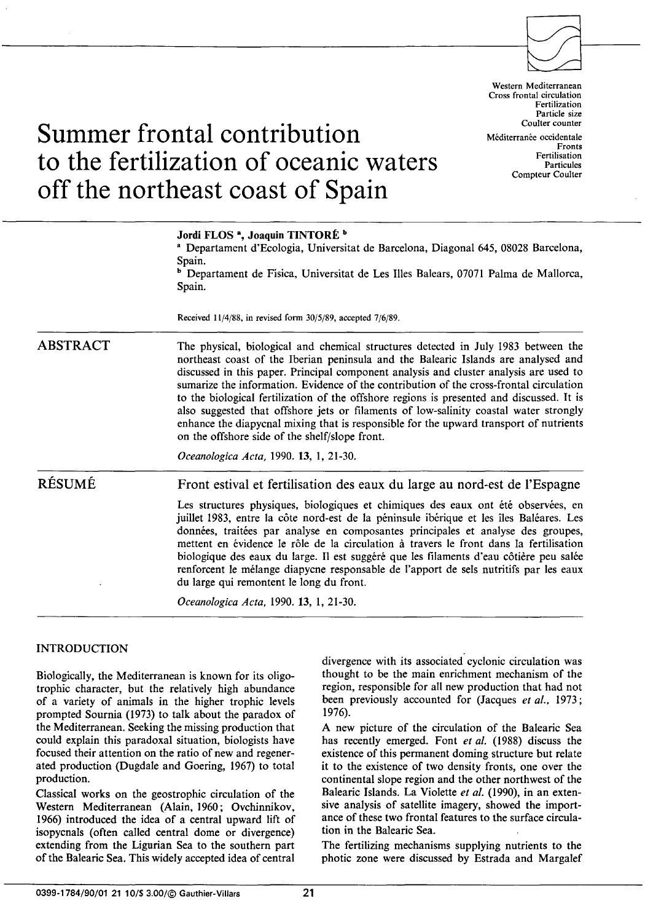Western Mediterranean
Cross frontal circulation
Fertilization
Particle size
Coulter counter

Méditerranée occidentale
Fronts
Fertilisation
Particules
Compteur Coulter

# Summer frontal contribution to the fertilization of oceanic waters off the northeast coast of Spain

**Jordi FLOS** [a], **Joaquin TINTORÉ** [b]

[a] Departament d'Ecologia, Universitat de Barcelona, Diagonal 645, 08028 Barcelona, Spain.

[b] Departament de Fisica, Universitat de Les Illes Balears, 07071 Palma de Mallorca, Spain.

Received 11/4/88, in revised form 30/5/89, accepted 7/6/89.

## ABSTRACT

The physical, biological and chemical structures detected in July 1983 between the northeast coast of the Iberian peninsula and the Balearic Islands are analysed and discussed in this paper. Principal component analysis and cluster analysis are used to sumarize the information. Evidence of the contribution of the cross-frontal circulation to the biological fertilization of the offshore regions is presented and discussed. It is also suggested that offshore jets or filaments of low-salinity coastal water strongly enhance the diapycnal mixing that is responsible for the upward transport of nutrients on the offshore side of the shelf/slope front.

*Oceanologica Acta,* 1990. **13**, 1, 21-30.

## RÉSUMÉ

Front estival et fertilisation des eaux du large au nord-est de l'Espagne

Les structures physiques, biologiques et chimiques des eaux ont été observées, en juillet 1983, entre la côte nord-est de la péninsule ibérique et les îles Baléares. Les données, traitées par analyse en composantes principales et analyse des groupes, mettent en évidence le rôle de la circulation à travers le front dans la fertilisation biologique des eaux du large. Il est suggéré que les filaments d'eau côtière peu salée renforcent le mélange diapycne responsable de l'apport de sels nutritifs par les eaux du large qui remontent le long du front.

*Oceanologica Acta,* 1990. **13**, 1, 21-30.

## INTRODUCTION

Biologically, the Mediterranean is known for its oligotrophic character, but the relatively high abundance of a variety of animals in the higher trophic levels prompted Sournia (1973) to talk about the paradox of the Mediterranean. Seeking the missing production that could explain this paradoxal situation, biologists have focused their attention on the ratio of new and regenerated production (Dugdale and Goering, 1967) to total production.

Classical works on the geostrophic circulation of the Western Mediterranean (Alain, 1960; Ovchinnikov, 1966) introduced the idea of a central upward lift of isopycnals (often called central dome or divergence) extending from the Ligurian Sea to the southern part of the Balearic Sea. This widely accepted idea of central divergence with its associated cyclonic circulation was thought to be the main enrichment mechanism of the region, responsible for all new production that had not been previously accounted for (Jacques *et al.*, 1973; 1976).

A new picture of the circulation of the Balearic Sea has recently emerged. Font *et al.* (1988) discuss the existence of this permanent doming structure but relate it to the existence of two density fronts, one over the continental slope region and the other northwest of the Balearic Islands. La Violette *et al.* (1990), in an extensive analysis of satellite imagery, showed the importance of these two frontal features to the surface circulation in the Balearic Sea.

The fertilizing mechanisms supplying nutrients to the photic zone were discussed by Estrada and Margalef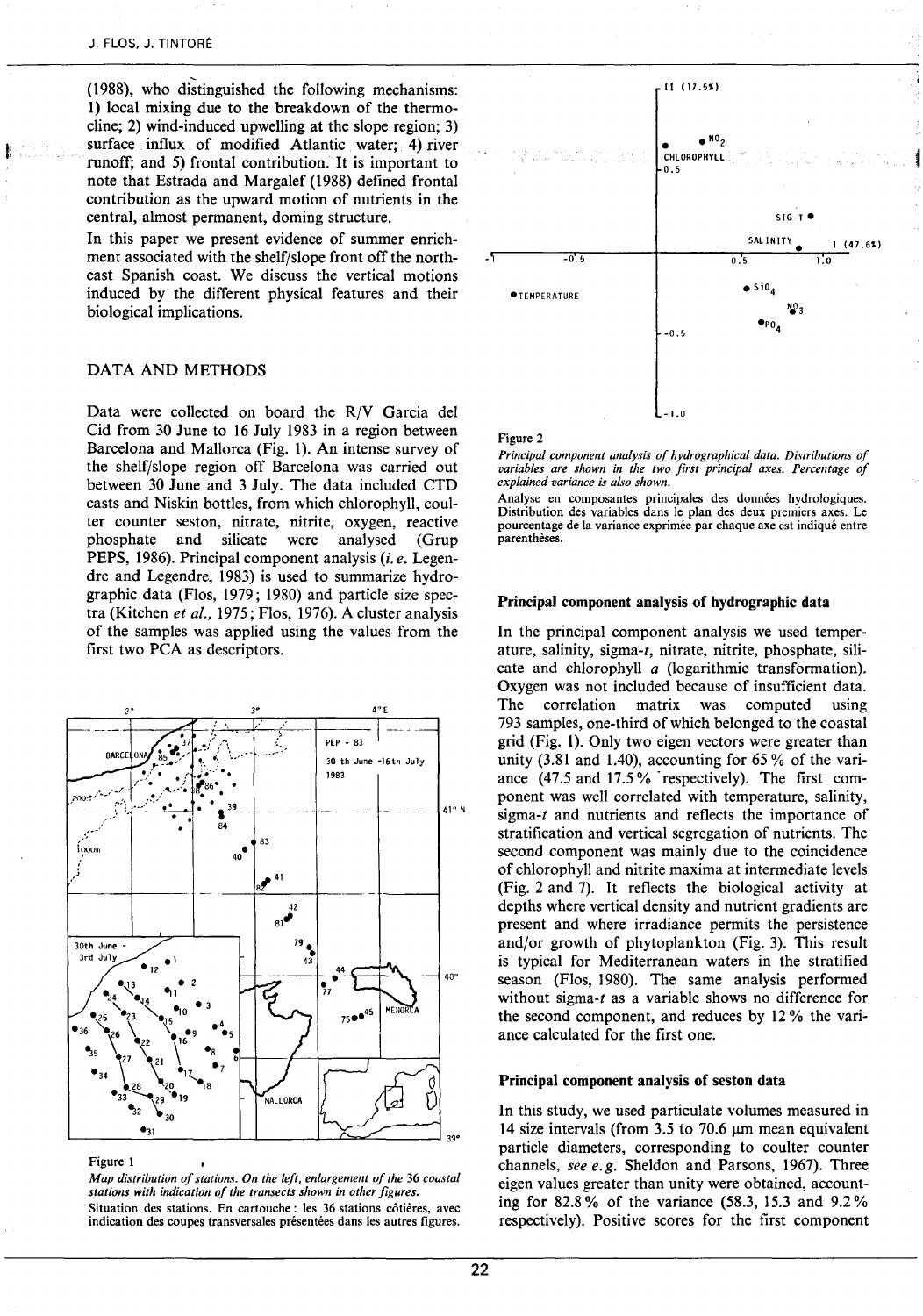(1988), who distinguished the following mechanisms: 1) local mixing due to the breakdown of the thermocline; 2) wind-induced upwelling at the slope region; 3) surface influx of modified Atlantic water; 4) river runoff; and 5) frontal contribution. It is important to note that Estrada and Margalef (1988) defined frontal contribution as the upward motion of nutrients in the central, almost permanent, doming structure.

In this paper we present evidence of summer enrichment associated with the shelf/slope front off the northeast Spanish coast. We discuss the vertical motions induced by the different physical features and their biological implications.

## DATA AND METHODS

Data were collected on board the R/V Garcia del Cid from 30 June to 16 July 1983 in a region between Barcelona and Mallorca (Fig. 1). An intense survey of the shelf/slope region off Barcelona was carried out between 30 June and 3 July. The data included CTD casts and Niskin bottles, from which chlorophyll, coulter counter seston, nitrate, nitrite, oxygen, reactive phosphate and silicate were analysed (Grup PEPS, 1986). Principal component analysis (*i. e.* Legendre and Legendre, 1983) is used to summarize hydrographic data (Flos, 1979; 1980) and particle size spectra (Kitchen *et al.*, 1975; Flos, 1976). A cluster analysis of the samples was applied using the values from the first two PCA as descriptors.

Figure 1

*Map distribution of stations. On the left, enlargement of the 36 coastal stations with indication of the transects shown in other figures.*

Situation des stations. En cartouche : les 36 stations côtières, avec indication des coupes transversales présentées dans les autres figures.

Figure 2

*Principal component analysis of hydrographical data. Distributions of variables are shown in the two first principal axes. Percentage of explained variance is also shown.*

Analyse en composantes principales des données hydrologiques. Distribution des variables dans le plan des deux premiers axes. Le pourcentage de la variance exprimée par chaque axe est indiqué entre parenthèses.

### Principal component analysis of hydrographic data

In the principal component analysis we used temperature, salinity, sigma-*t*, nitrate, nitrite, phosphate, silicate and chlorophyll *a* (logarithmic transformation). Oxygen was not included because of insufficient data. The correlation matrix was computed using 793 samples, one-third of which belonged to the coastal grid (Fig. 1). Only two eigen vectors were greater than unity (3.81 and 1.40), accounting for 65 % of the variance (47.5 and 17.5 % respectively). The first component was well correlated with temperature, salinity, sigma-*t* and nutrients and reflects the importance of stratification and vertical segregation of nutrients. The second component was mainly due to the coincidence of chlorophyll and nitrite maxima at intermediate levels (Fig. 2 and 7). It reflects the biological activity at depths where vertical density and nutrient gradients are present and where irradiance permits the persistence and/or growth of phytoplankton (Fig. 3). This result is typical for Mediterranean waters in the stratified season (Flos, 1980). The same analysis performed without sigma-*t* as a variable shows no difference for the second component, and reduces by 12 % the variance calculated for the first one.

### Principal component analysis of seston data

In this study, we used particulate volumes measured in 14 size intervals (from 3.5 to 70.6 µm mean equivalent particle diameters, corresponding to coulter counter channels, *see e.g.* Sheldon and Parsons, 1967). Three eigen values greater than unity were obtained, accounting for 82.8 % of the variance (58.3, 15.3 and 9.2 % respectively). Positive scores for the first component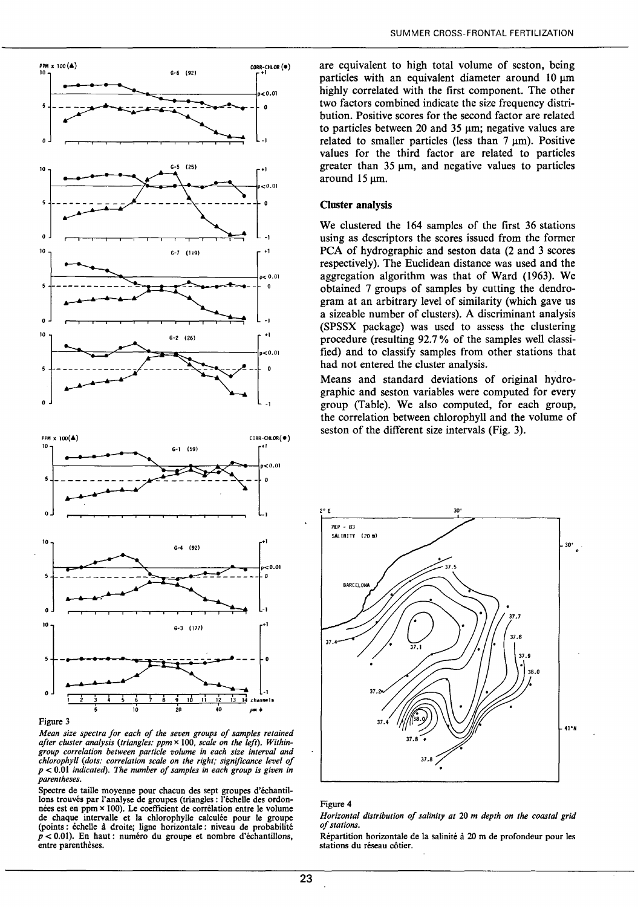are equivalent to high total volume of seston, being particles with an equivalent diameter around 10 µm highly correlated with the first component. The other two factors combined indicate the size frequency distribution. Positive scores for the second factor are related to particles between 20 and 35 µm; negative values are related to smaller particles (less than 7 µm). Positive values for the third factor are related to particles greater than 35 µm, and negative values to particles around 15 µm.

### Cluster analysis

We clustered the 164 samples of the first 36 stations using as descriptors the scores issued from the former PCA of hydrographic and seston data (2 and 3 scores respectively). The Euclidean distance was used and the aggregation algorithm was that of Ward (1963). We obtained 7 groups of samples by cutting the dendrogram at an arbitrary level of similarity (which gave us a sizeable number of clusters). A discriminant analysis (SPSSX package) was used to assess the clustering procedure (resulting 92.7 % of the samples well classified) and to classify samples from other stations that had not entered the cluster analysis.

Means and standard deviations of original hydrographic and seston variables were computed for every group (Table). We also computed, for each group, the correlation between chlorophyll and the volume of seston of the different size intervals (Fig. 3).

Figure 3

*Mean size spectra for each of the seven groups of samples retained after cluster analysis (triangles: ppm × 100, scale on the left). Within-group correlation between particle volume in each size interval and chlorophyll (dots: correlation scale on the right; significance level of $p < 0.01$ indicated). The number of samples in each group is given in parentheses.*

Spectre de taille moyenne pour chacun des sept groupes d'échantillons trouvés par l'analyse de groupes (triangles : l'échelle des ordonnées est en ppm × 100). Le coefficient de corrélation entre le volume de chaque intervalle et la chlorophylle calculée pour le groupe (points : échelle à droite; ligne horizontale : niveau de probabilité $p < 0.01$). En haut : numéro du groupe et nombre d'échantillons, entre parenthèses.

Figure 4

*Horizontal distribution of salinity at 20 m depth on the coastal grid of stations.*

Répartition horizontale de la salinité à 20 m de profondeur pour les stations du réseau côtier.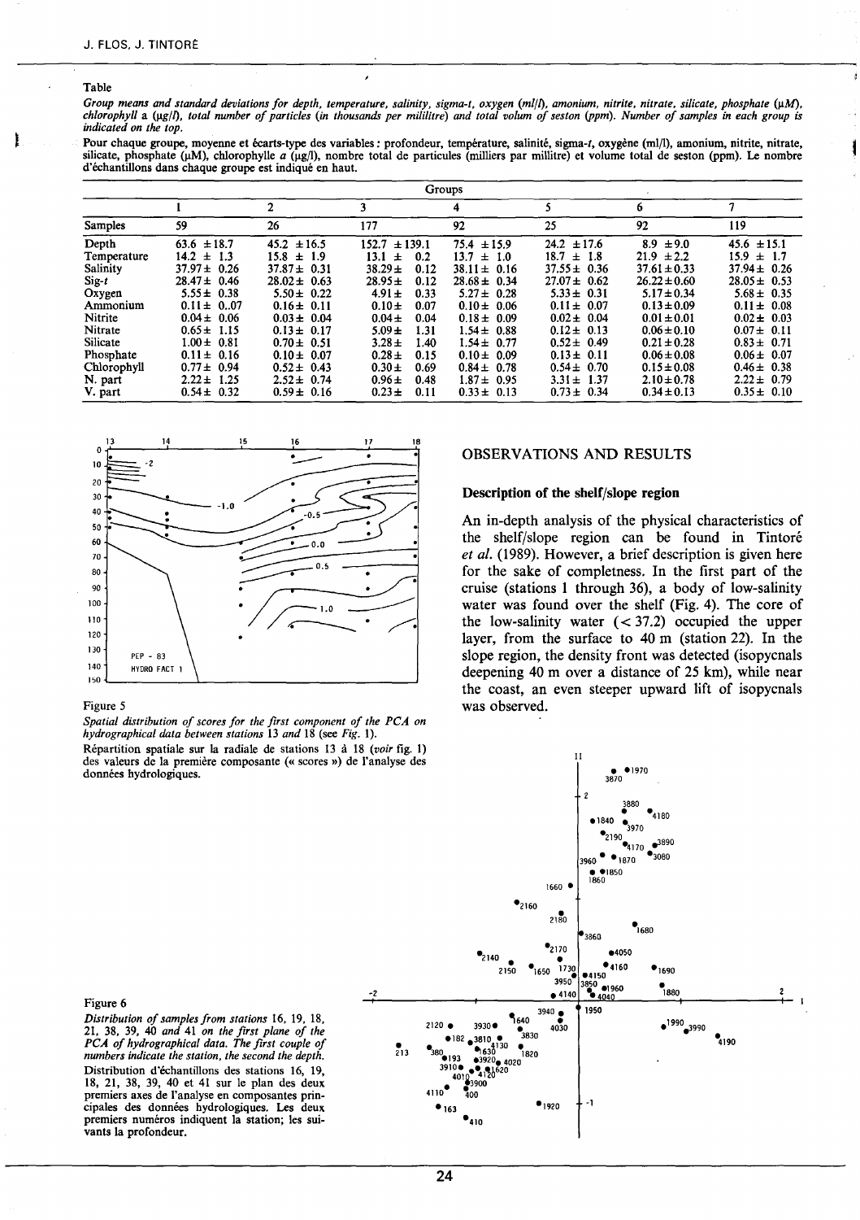Table

*Group means and standard deviations for depth, temperature, salinity, sigma-t, oxygen (ml/l), amonium, nitrite, nitrate, silicate, phosphate (µM), chlorophyll* a *(µg/l), total number of particles (in thousands per mililitre) and total volum of seston (ppm). Number of samples in each group is indicated on the top.*

Pour chaque groupe, moyenne et écarts-type des variables : profondeur, température, salinité, sigma-*t*, oxygène (ml/l), amonium, nitrite, nitrate, silicate, phosphate (µM), chlorophylle *a* (µg/l), nombre total de particules (milliers par millilitre) et volume total de seston (ppm). Le nombre d'échantillons dans chaque groupe est indiqué en haut.

| | Groups | | | | | | |
|---|---|---|---|---|---|---|---|
| | 1 | 2 | 3 | 4 | 5 | 6 | 7 |
| Samples | 59 | 26 | 177 | 92 | 25 | 92 | 119 |
| Depth | 63.6 ± 18.7 | 45.2 ± 16.5 | 152.7 ± 139.1 | 75.4 ± 15.9 | 24.2 ± 17.6 | 8.9 ± 9.0 | 45.6 ± 15.1 |
| Temperature | 14.2 ± 1.3 | 15.8 ± 1.9 | 13.1 ± 0.2 | 13.7 ± 1.0 | 18.7 ± 1.8 | 21.9 ± 2.2 | 15.9 ± 1.7 |
| Salinity | 37.97 ± 0.26 | 37.87 ± 0.31 | 38.29 ± 0.12 | 38.11 ± 0.16 | 37.55 ± 0.36 | 37.61 ± 0.33 | 37.94 ± 0.26 |
| Sig-*t* | 28.47 ± 0.46 | 28.02 ± 0.63 | 28.95 ± 0.12 | 28.68 ± 0.34 | 27.07 ± 0.62 | 26.22 ± 0.60 | 28.05 ± 0.53 |
| Oxygen | 5.55 ± 0.38 | 5.50 ± 0.22 | 4.91 ± 0.33 | 5.27 ± 0.28 | 5.33 ± 0.31 | 5.17 ± 0.34 | 5.68 ± 0.35 |
| Ammonium | 0.11 ± 0.07 | 0.16 ± 0.11 | 0.10 ± 0.07 | 0.10 ± 0.06 | 0.11 ± 0.07 | 0.13 ± 0.09 | 0.11 ± 0.08 |
| Nitrite | 0.04 ± 0.06 | 0.03 ± 0.04 | 0.04 ± 0.04 | 0.18 ± 0.09 | 0.02 ± 0.04 | 0.01 ± 0.01 | 0.02 ± 0.03 |
| Nitrate | 0.65 ± 1.15 | 0.13 ± 0.17 | 5.09 ± 1.31 | 1.54 ± 0.88 | 0.12 ± 0.13 | 0.06 ± 0.10 | 0.07 ± 0.11 |
| Silicate | 1.00 ± 0.81 | 0.70 ± 0.51 | 3.28 ± 1.40 | 1.54 ± 0.77 | 0.52 ± 0.49 | 0.21 ± 0.28 | 0.83 ± 0.71 |
| Phosphate | 0.11 ± 0.16 | 0.10 ± 0.07 | 0.28 ± 0.15 | 0.10 ± 0.09 | 0.13 ± 0.11 | 0.06 ± 0.08 | 0.06 ± 0.07 |
| Chlorophyll | 0.77 ± 0.94 | 0.52 ± 0.43 | 0.30 ± 0.69 | 0.84 ± 0.78 | 0.54 ± 0.70 | 0.15 ± 0.08 | 0.46 ± 0.38 |
| N. part | 2.22 ± 1.25 | 2.52 ± 0.74 | 0.96 ± 0.48 | 1.87 ± 0.95 | 3.31 ± 1.37 | 2.10 ± 0.78 | 2.22 ± 0.79 |
| V. part | 0.54 ± 0.32 | 0.59 ± 0.16 | 0.23 ± 0.11 | 0.33 ± 0.13 | 0.73 ± 0.34 | 0.34 ± 0.13 | 0.35 ± 0.10 |

Figure 5

*Spatial distribution of scores for the first component of the PCA on hydrographical data between stations* 13 *and* 18 (see *Fig.* 1).

Répartition spatiale sur la radiale de stations 13 à 18 (*voir* fig. 1) des valeurs de la première composante (« scores ») de l'analyse des données hydrologiques.

## OBSERVATIONS AND RESULTS

### Description of the shelf/slope region

An in-depth analysis of the physical characteristics of the shelf/slope region can be found in Tintoré *et al.* (1989). However, a brief description is given here for the sake of completness. In the first part of the cruise (stations 1 through 36), a body of low-salinity water was found over the shelf (Fig. 4). The core of the low-salinity water (< 37.2) occupied the upper layer, from the surface to 40 m (station 22). In the slope region, the density front was detected (isopycnals deepening 40 m over a distance of 25 km), while near the coast, an even steeper upward lift of isopycnals was observed.

Figure 6

*Distribution of samples from stations 16, 19, 18, 21, 38, 39, 40 and 41 on the first plane of the PCA of hydrographical data. The first couple of numbers indicate the station, the second the depth.*

Distribution d'échantillons des stations 16, 19, 18, 21, 38, 39, 40 et 41 sur le plan des deux premiers axes de l'analyse en composantes principales des données hydrologiques. Les deux premiers numéros indiquent la station; les suivants la profondeur.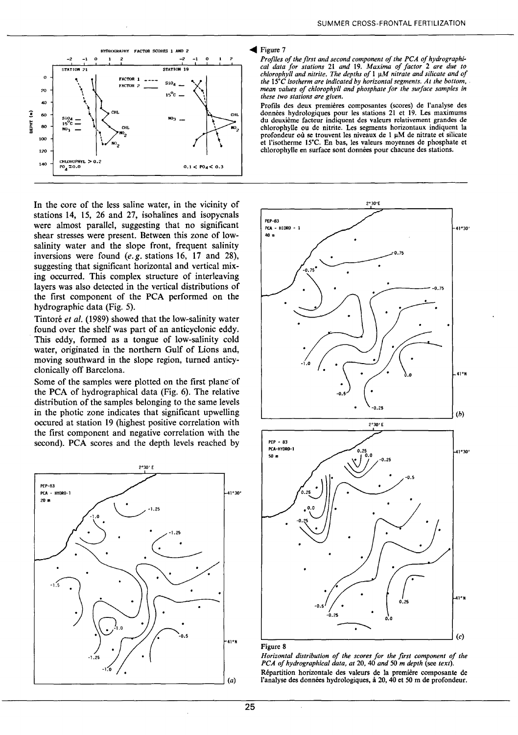◀ Figure 7

*Profiles of the first and second component of the PCA of hydrographical data for stations 21 and 19. Maxima of factor 2 are due to chlorophyll and nitrite. The depths of 1 μM nitrate and silicate and of the 15°C isotherm are indicated by horizontal segments. At the bottom, mean values of chlorophyll and phosphate for the surface samples in these two stations are given.*

Profils des deux premières composantes (scores) de l'analyse des données hydrologiques pour les stations 21 et 19. Les maximums du deuxième facteur indiquent des valeurs relativement grandes de chlorophylle ou de nitrite. Les segments horizontaux indiquent la profondeur où se trouvent les niveaux de 1 μM de nitrate et silicate et l'isotherme 15°C. En bas, les valeurs moyennes de phosphate et chlorophylle en surface sont données pour chacune des stations.

In the core of the less saline water, in the vicinity of stations 14, 15, 26 and 27, isohalines and isopycnals were almost parallel, suggesting that no significant shear stresses were present. Between this zone of low-salinity water and the slope front, frequent salinity inversions were found (*e.g.* stations 16, 17 and 28), suggesting that significant horizontal and vertical mixing occurred. This complex structure of interleaving layers was also detected in the vertical distributions of the first component of the PCA performed on the hydrographic data (Fig. 5).

Tintoré *et al.* (1989) showed that the low-salinity water found over the shelf was part of an anticyclonic eddy. This eddy, formed as a tongue of low-salinity cold water, originated in the northern Gulf of Lions and, moving southward in the slope region, turned anticyclonically off Barcelona.

Some of the samples were plotted on the first plane of the PCA of hydrographical data (Fig. 6). The relative distribution of the samples belonging to the same levels in the photic zone indicates that significant upwelling occured at station 19 (highest positive correlation with the first component and negative correlation with the second). PCA scores and the depth levels reached by

Figure 8

*Horizontal distribution of the scores for the first component of the PCA of hydrographical data, at 20, 40 and 50 m depth (see text).*

Répartition horizontale des valeurs de la première composante de l'analyse des données hydrologiques, à 20, 40 et 50 m de profondeur.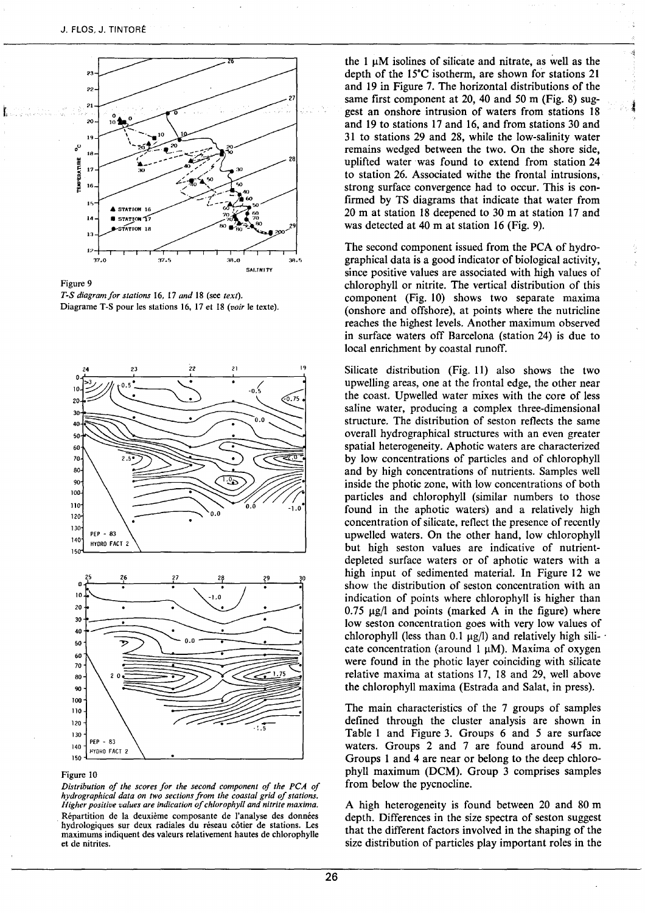Figure 9

*T-S diagram for stations 16, 17 and 18 (see text).*

Diagramme T-S pour les stations 16, 17 et 18 (*voir* le texte).

Figure 10

*Distribution of the scores for the second component of the PCA of hydrographical data on two sections from the coastal grid of stations. Higher positive values are indication of chlorophyll and nitrite maxima.*

Répartition de la deuxième composante de l'analyse des données hydrologiques sur deux radiales du réseau côtier de stations. Les maximums indiquent des valeurs relativement hautes de chlorophylle et de nitrites.

the 1 µM isolines of silicate and nitrate, as well as the depth of the 15°C isotherm, are shown for stations 21 and 19 in Figure 7. The horizontal distributions of the same first component at 20, 40 and 50 m (Fig. 8) suggest an onshore intrusion of waters from stations 18 and 19 to stations 17 and 16, and from stations 30 and 31 to stations 29 and 28, while the low-salinity water remains wedged between the two. On the shore side, uplifted water was found to extend from station 24 to station 26. Associated withe the frontal intrusions, strong surface convergence had to occur. This is confirmed by TS diagrams that indicate that water from 20 m at station 18 deepened to 30 m at station 17 and was detected at 40 m at station 16 (Fig. 9).

The second component issued from the PCA of hydrographical data is a good indicator of biological activity, since positive values are associated with high values of chlorophyll or nitrite. The vertical distribution of this component (Fig. 10) shows two separate maxima (onshore and offshore), at points where the nutricline reaches the highest levels. Another maximum observed in surface waters off Barcelona (station 24) is due to local enrichment by coastal runoff.

Silicate distribution (Fig. 11) also shows the two upwelling areas, one at the frontal edge, the other near the coast. Upwelled water mixes with the core of less saline water, producing a complex three-dimensional structure. The distribution of seston reflects the same overall hydrographical structures with an even greater spatial heterogeneity. Aphotic waters are characterized by low concentrations of particles and of chlorophyll and by high concentrations of nutrients. Samples well inside the photic zone, with low concentrations of both particles and chlorophyll (similar numbers to those found in the aphotic waters) and a relatively high concentration of silicate, reflect the presence of recently upwelled waters. On the other hand, low chlorophyll but high seston values are indicative of nutrient-depleted surface waters or of aphotic waters with a high input of sedimented material. In Figure 12 we show the distribution of seston concentration with an indication of points where chlorophyll is higher than 0.75 µg/l and points (marked A in the figure) where low seston concentration goes with very low values of chlorophyll (less than 0.1 µg/l) and relatively high silicate concentration (around 1 µM). Maxima of oxygen were found in the photic layer coinciding with silicate relative maxima at stations 17, 18 and 29, well above the chlorophyll maxima (Estrada and Salat, in press).

The main characteristics of the 7 groups of samples defined through the cluster analysis are shown in Table 1 and Figure 3. Groups 6 and 5 are surface waters. Groups 2 and 7 are found around 45 m. Groups 1 and 4 are near or belong to the deep chlorophyll maximum (DCM). Group 3 comprises samples from below the pycnocline.

A high heterogeneity is found between 20 and 80 m depth. Differences in the size spectra of seston suggest that the different factors involved in the shaping of the size distribution of particles play important roles in the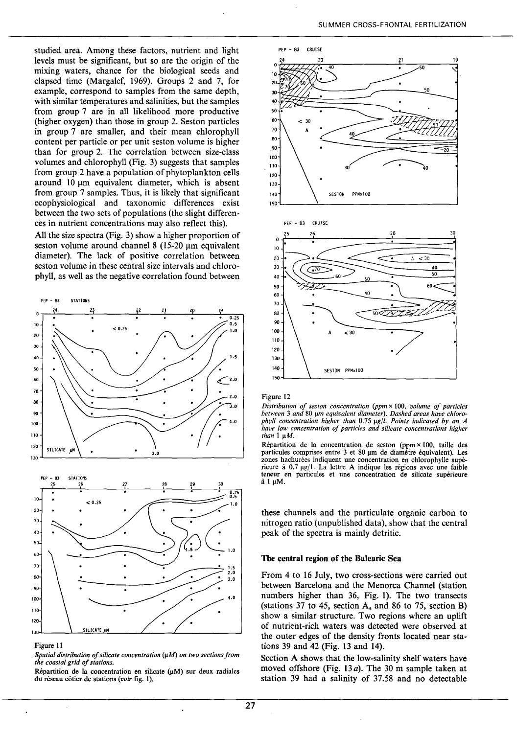studied area. Among these factors, nutrient and light levels must be significant, but so are the origin of the mixing waters, chance for the biological seeds and elapsed time (Margalef, 1969). Groups 2 and 7, for example, correspond to samples from the same depth, with similar temperatures and salinities, but the samples from group 7 are in all likelihood more productive (higher oxygen) than those in group 2. Seston particles in group 7 are smaller, and their mean chlorophyll content per particle or per unit seston volume is higher than for group 2. The correlation between size-class volumes and chlorophyll (Fig. 3) suggests that samples from group 2 have a population of phytoplankton cells around 10 µm equivalent diameter, which is absent from group 7 samples. Thus, it is likely that significant ecophysiological and taxonomic differences exist between the two sets of populations (the slight differences in nutrient concentrations may also reflect this).

All the size spectra (Fig. 3) show a higher proportion of seston volume around channel 8 (15-20 µm equivalent diameter). The lack of positive correlation between seston volume in these central size intervals and chlorophyll, as well as the negative correlation found between these channels and the particulate organic carbon to nitrogen ratio (unpublished data), show that the central peak of the spectra is mainly detritic.

Figure 11

*Spatial distribution of silicate concentration (µM) on two sections from the coastal grid of stations.*

Répartition de la concentration en silicate (µM) sur deux radiales du réseau côtier de stations (*voir* fig. 1).

Figure 12

*Distribution of seston concentration (ppm × 100, volume of particles between 3 and 80 µm equivalent diameter). Dashed areas have chlorophyll concentration higher than 0.75 µg/l. Points indicated by an A have low concentration of particles and silicate concentrations higher than 1 µM.*

Répartition de la concentration de seston (ppm × 100, taille des particules comprises entre 3 et 80 µm de diamètre équivalent). Les zones hachurées indiquent une concentration en chlorophylle supérieure à 0,7 µg/l. La lettre A indique les régions avec une faible teneur en particules et une concentration de silicate supérieure à 1 µM.

## The central region of the Balearic Sea

From 4 to 16 July, two cross-sections were carried out between Barcelona and the Menorca Channel (station numbers higher than 36, Fig. 1). The two transects (stations 37 to 45, section A, and 86 to 75, section B) show a similar structure. Two regions where an uplift of nutrient-rich waters was detected were observed at the outer edges of the density fronts located near stations 39 and 42 (Fig. 13 and 14).

Section A shows that the low-salinity shelf waters have moved offshore (Fig. 13*a*). The 30 m sample taken at station 39 had a salinity of 37.58 and no detectable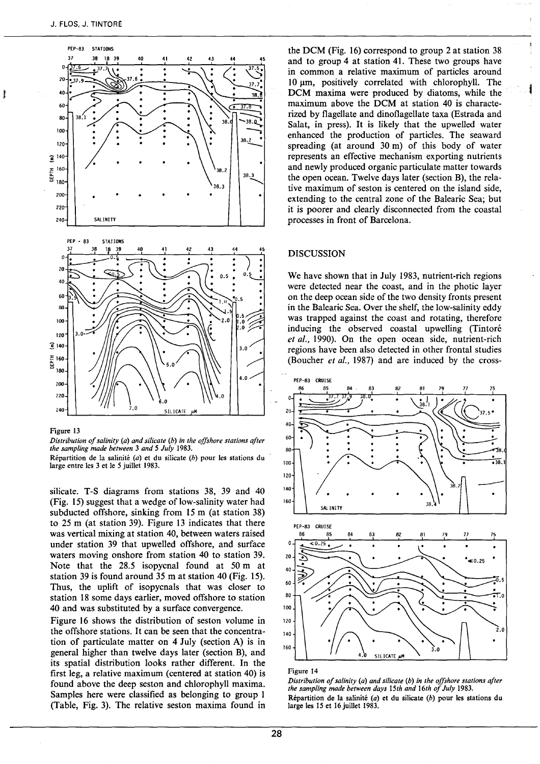Figure 13

*Distribution of salinity (a) and silicate (b) in the offshore stations after the sampling made between 3 and 5 July 1983.*

Répartition de la salinité (*a*) et du silicate (*b*) pour les stations du large entre les 3 et le 5 juillet 1983.

silicate. T-S diagrams from stations 38, 39 and 40 (Fig. 15) suggest that a wedge of low-salinity water had subducted offshore, sinking from 15 m (at station 38) to 25 m (at station 39). Figure 13 indicates that there was vertical mixing at station 40, between waters raised under station 39 that upwelled offshore, and surface waters moving onshore from station 40 to station 39. Note that the 28.5 isopycnal found at 50 m at station 39 is found around 35 m at station 40 (Fig. 15). Thus, the uplift of isopycnals that was closer to station 18 some days earlier, moved offshore to station 40 and was substituted by a surface convergence.

Figure 16 shows the distribution of seston volume in the offshore stations. It can be seen that the concentration of particulate matter on 4 July (section A) is in general higher than twelve days later (section B), and its spatial distribution looks rather different. In the first leg, a relative maximum (centered at station 40) is found above the deep seston and chlorophyll maxima. Samples here were classified as belonging to group 1 (Table, Fig. 3). The relative seston maxima found in the DCM (Fig. 16) correspond to group 2 at station 38 and to group 4 at station 41. These two groups have in common a relative maximum of particles around 10 µm, positively correlated with chlorophyll. The DCM maxima were produced by diatoms, while the maximum above the DCM at station 40 is characterized by flagellate and dinoflagellate taxa (Estrada and Salat, in press). It is likely that the upwelled water enhanced the production of particles. The seaward spreading (at around 30 m) of this body of water represents an effective mechanism exporting nutrients and newly produced organic particulate matter towards the open ocean. Twelve days later (section B), the relative maximum of seston is centered on the island side, extending to the central zone of the Balearic Sea; but it is poorer and clearly disconnected from the coastal processes in front of Barcelona.

## DISCUSSION

We have shown that in July 1983, nutrient-rich regions were detected near the coast, and in the photic layer on the deep ocean side of the two density fronts present in the Balearic Sea. Over the shelf, the low-salinity eddy was trapped against the coast and rotating, therefore inducing the observed coastal upwelling (Tintoré *et al.*, 1990). On the open ocean side, nutrient-rich regions have been also detected in other frontal studies (Boucher *et al.*, 1987) and are induced by the cross-

Figure 14

*Distribution of salinity (a) and silicate (b) in the offshore stations after the sampling made between days 15th and 16th of July 1983.*

Répartition de la salinité (*a*) et du silicate (*b*) pour les stations du large les 15 et 16 juillet 1983.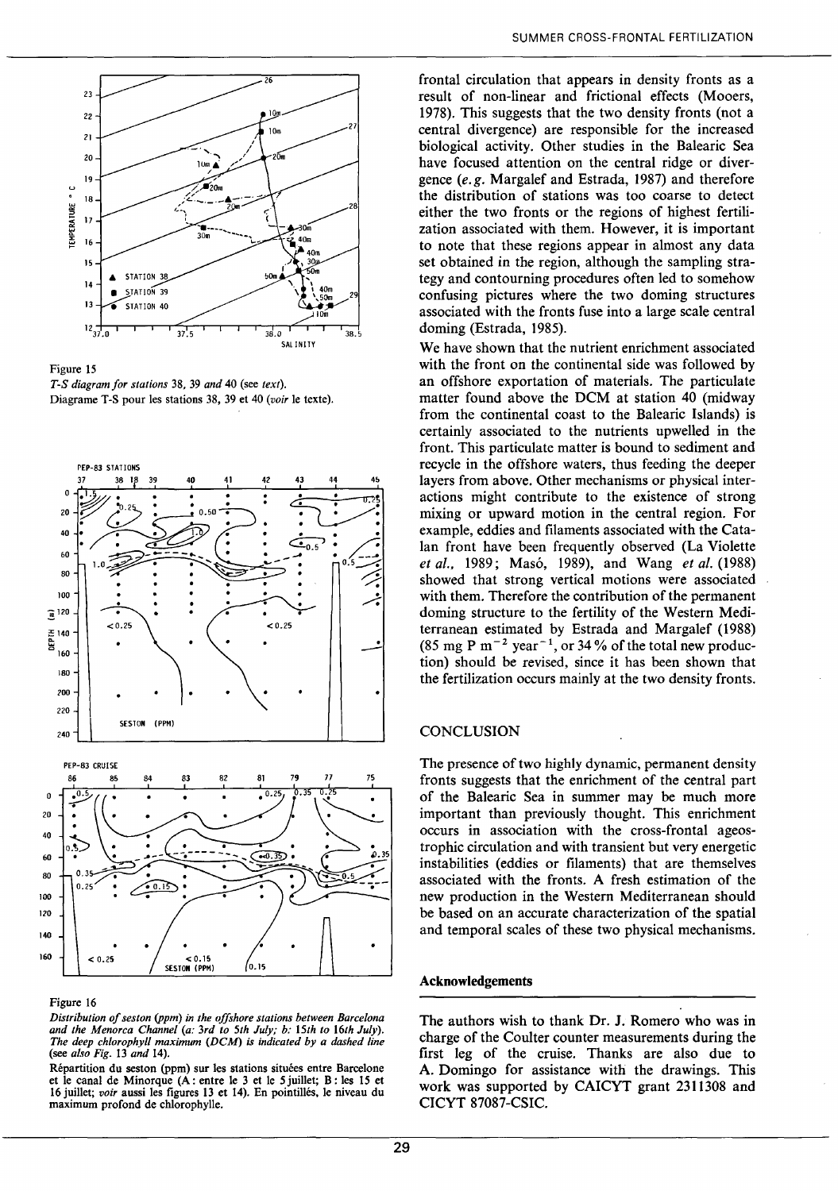Figure 15

*T-S diagram for stations* 38, 39 *and* 40 (see *text*).

Diagrame T-S pour les stations 38, 39 et 40 (*voir* le texte).

Figure 16

*Distribution of seston (ppm) in the offshore stations between Barcelona and the Menorca Channel (a: 3rd to 5th July; b: 15th to 16th July). The deep chlorophyll maximum (DCM) is indicated by a dashed line (see also Fig. 13 and 14).*

Répartition du seston (ppm) sur les stations situées entre Barcelone et le canal de Minorque (A : entre le 3 et le 5 juillet; B : les 15 et 16 juillet; *voir* aussi les figures 13 et 14). En pointillés, le niveau du maximum profond de chlorophylle.

frontal circulation that appears in density fronts as a result of non-linear and frictional effects (Mooers, 1978). This suggests that the two density fronts (not a central divergence) are responsible for the increased biological activity. Other studies in the Balearic Sea have focused attention on the central ridge or divergence (*e.g.* Margalef and Estrada, 1987) and therefore the distribution of stations was too coarse to detect either the two fronts or the regions of highest fertilization associated with them. However, it is important to note that these regions appear in almost any data set obtained in the region, although the sampling strategy and contourning procedures often led to somehow confusing pictures where the two doming structures associated with the fronts fuse into a large scale central doming (Estrada, 1985).

We have shown that the nutrient enrichment associated with the front on the continental side was followed by an offshore exportation of materials. The particulate matter found above the DCM at station 40 (midway from the continental coast to the Balearic Islands) is certainly associated to the nutrients upwelled in the front. This particulate matter is bound to sediment and recycle in the offshore waters, thus feeding the deeper layers from above. Other mechanisms or physical interactions might contribute to the existence of strong mixing or upward motion in the central region. For example, eddies and filaments associated with the Catalan front have been frequently observed (La Violette *et al.*, 1989; Masó, 1989), and Wang *et al.* (1988) showed that strong vertical motions were associated with them. Therefore the contribution of the permanent doming structure to the fertility of the Western Mediterranean estimated by Estrada and Margalef (1988) (85 mg P $m^{-2}$ $year^{-1}$, or 34 % of the total new production) should be revised, since it has been shown that the fertilization occurs mainly at the two density fronts.

## CONCLUSION

The presence of two highly dynamic, permanent density fronts suggests that the enrichment of the central part of the Balearic Sea in summer may be much more important than previously thought. This enrichment occurs in association with the cross-frontal ageostrophic circulation and with transient but very energetic instabilities (eddies or filaments) that are themselves associated with the fronts. A fresh estimation of the new production in the Western Mediterranean should be based on an accurate characterization of the spatial and temporal scales of these two physical mechanisms.

## Acknowledgements

The authors wish to thank Dr. J. Romero who was in charge of the Coulter counter measurements during the first leg of the cruise. Thanks are also due to A. Domingo for assistance with the drawings. This work was supported by CAICYT grant 2311308 and CICYT 87087-CSIC.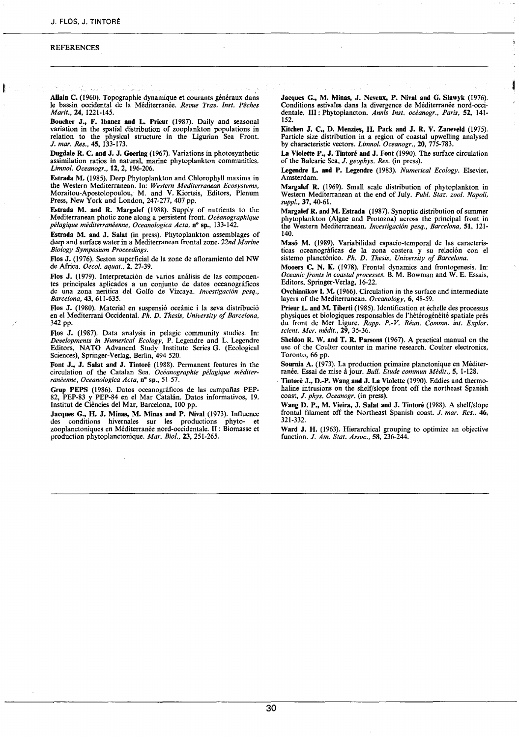## REFERENCES

**Allain C.** (1960). Topographie dynamique et courants généraux dans le bassin occidental de la Méditerranée. *Revue Trav. Inst. Pêches Marit.*, **24**, 1221-145.

**Boucher J., F. Ibanez and L. Prieur** (1987). Daily and seasonal variation in the spatial distribution of zooplankton populations in relation to the physical structure in the Ligurian Sea Front. *J. mar. Res.*, **45**, 133-173.

**Dugdale R. C. and J. J. Goering** (1967). Variations in photosynthetic assimilation ratios in natural, marine phytoplankton communities. *Limnol. Oceanogr.*, **12**, 2, 196-206.

**Estrada M.** (1985). Deep Phytoplankton and Chlorophyll maxima in the Western Mediterranean. In: *Western Mediterranean Ecosystems*, Moraitou-Apostolopoulou, M. and V. Kiortsis, Editors, Plenum Press, New York and London, 247-277, 407 pp.

**Estrada M. and R. Margalef** (1988). Supply of nutrients to the Mediterranean photic zone along a persistent front. *Océanographique pélagique méditerranéenne, Oceanologica Acta*, **n° sp.**, 133-142.

**Estrada M. and J. Salat** (in press). Phytoplankton assemblages of deep and surface water in a Mediterranean frontal zone. *22nd Marine Biology Symposium Proceedings*.

**Flos J.** (1976). Seston superficial de la zone de afloramiento del NW de Africa. *Oecol. aquat.*, **2**, 27-39.

**Flos J.** (1979). Interpretación de varios análisis de las componentes principales aplicados a un conjunto de datos oceanográficos de una zona nerítica del Golfo de Vizcaya. *Investigación pesq., Barcelona*, **43**, 611-635.

**Flos J.** (1980). Material en suspensió oceànic i la seva distribució en el Mediterrani Occidental. *Ph. D. Thesis, University of Barcelona*, 342 pp.

**Flos J.** (1987). Data analysis in pelagic community studies. In: *Developments in Numerical Ecology*, P. Legendre and L. Legendre Editors, NATO Advanced Study Institute Series G. (Ecological Sciences), Springer-Verlag, Berlin, 494-520.

**Font J., J. Salat and J. Tintoré** (1988). Permanent features in the circulation of the Catalan Sea. *Océanographie pélagique méditerranéenne, Oceanologica Acta*, **n° sp.**, 51-57.

**Grup PEPS** (1986). Datos oceanográficos de las campañas PEP-82, PEP-83 y PEP-84 en el Mar Catalán. Datos informativos, 19. Institut de Ciències del Mar, Barcelona, 100 pp.

**Jacques G., H. J. Minas, M. Minas and P. Nival** (1973). Influence des conditions hivernales sur les productions phyto- et zooplanctoniques en Méditerranée nord-occidentale. II : Biomasse et production phytoplanctonique. *Mar. Biol.*, **23**, 251-265.

**Jacques G., M. Minas, J. Neveux, P. Nival and G. Slawyk** (1976). Conditions estivales dans la divergence de Méditerranée nord-occidentale. III : Phytoplancton. *Annls Inst. océanogr., Paris*, **52**, 141-152.

**Kitchen J. C., D. Menzies, H. Pack and J. R. V. Zaneveld** (1975). Particle size distribution in a region of coastal upwelling analysed by characteristic vectors. *Limnol. Oceanogr.*, **20**, 775-783.

**La Violette P., J. Tintoré and J. Font** (1990). The surface circulation of the Balearic Sea, *J. geophys. Res.* (in press).

**Legendre L. and P. Legendre** (1983). *Numerical Ecology*. Elsevier, Amsterdam.

**Margalef R.** (1969). Small scale distribution of phytoplankton in Western Mediterranean at the end of July. *Publ. Staz. zool. Napoli, suppl.*, **37**, 40-61.

**Margalef R. and M. Estrada** (1987). Synoptic distribution of summer phytoplankton (Algae and Protozoa) across the principal front in the Western Mediterranean. *Investigación pesq., Barcelona*, **51**, 121-140.

**Masó M.** (1989). Variabilidad espacio-temporal de las características oceanográficas de la zona costera y su relación con el sistemo planctónico. *Ph. D. Thesis, University of Barcelona*.

**Mooers C. N. K.** (1978). Frontal dynamics and frontogenesis. In: *Oceanic fronts in coastal processes*. B. M. Bowman and W. E. Essais, Editors, Springer-Verlag, 16-22.

**Ovchinnikov I. M.** (1966). Circulation in the surface and intermediate layers of the Mediterranean. *Oceanology*, **6**, 48-59.

**Prieur L. and M. Tiberti** (1985). Identification et échelle des processus physiques et biologiques responsables de l'hétérogénéité spatiale près du front de Mer Ligure. *Rapp. P.-V. Réun. Commn. int. Explor. scient. Mer. médit.*, **29**, 35-36.

**Sheldon R. W. and T. R. Parsons** (1967). A practical manual on the use of the Coulter counter in marine research. Coulter electronics, Toronto, 66 pp.

**Sournia A.** (1973). La production primaire planctonique en Méditerranée. Essai de mise à jour. *Bull. Étude commun Médit.*, **5**, 1-128.

**Tintoré J., D.-P. Wang and J. La Violette** (1990). Eddies and thermohaline intrusions on the shelf/slope front off the northeast Spanish coast, *J. phys. Oceanogr.* (in press).

**Wang D. P., M. Vieira, J. Salat and J. Tintoré** (1988). A shelf/slope frontal filament off the Northeast Spanish coast. *J. mar. Res.*, **46**, 321-332.

**Ward J. H.** (1963). Hierarchical grouping to optimize an objective function. *J. Am. Stat. Assoc.*, **58**, 236-244.